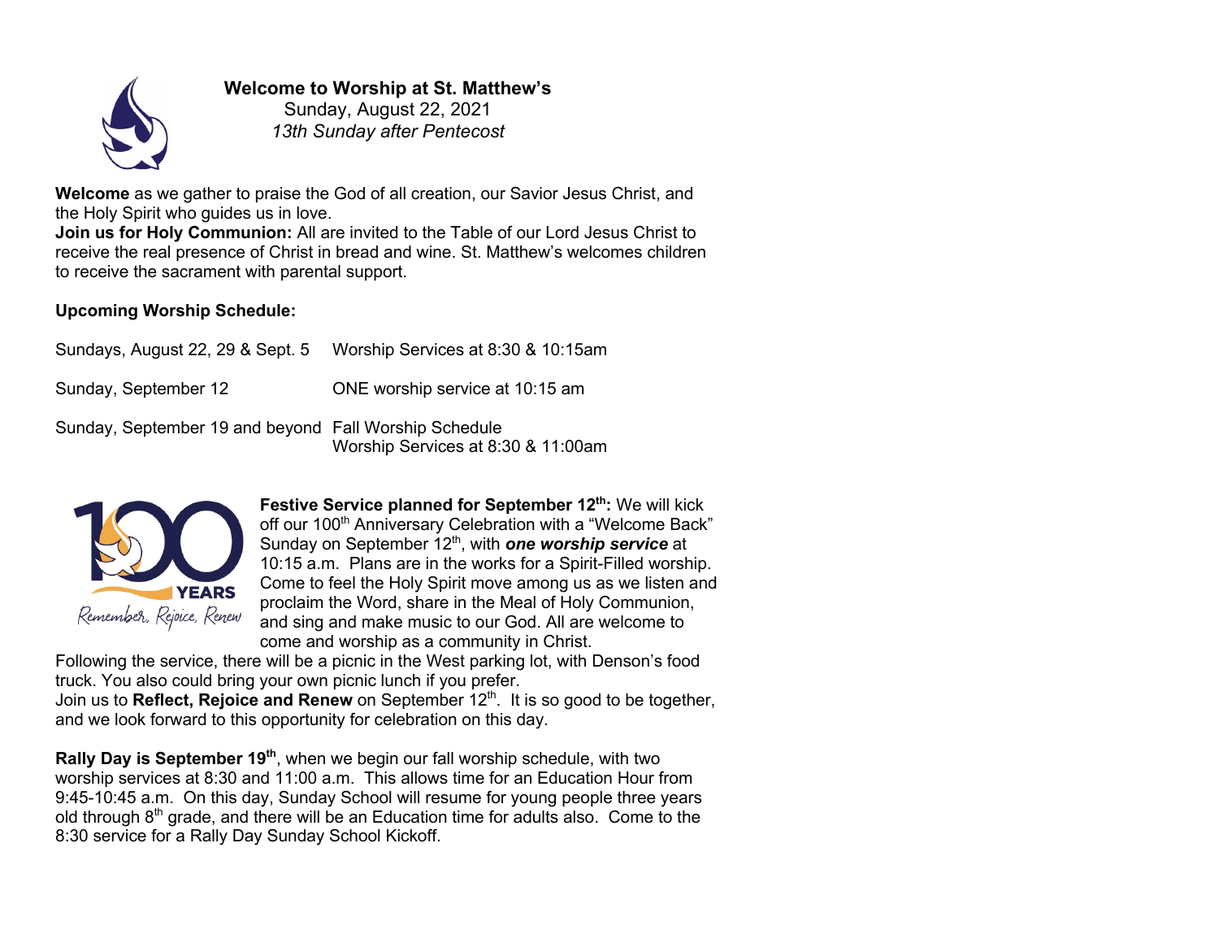**Welcome to Worship at St. Matthew's**
Sunday, August 22, 2021
*13th Sunday after Pentecost*

**Welcome** as we gather to praise the God of all creation, our Savior Jesus Christ, and the Holy Spirit who guides us in love.
**Join us for Holy Communion:** All are invited to the Table of our Lord Jesus Christ to receive the real presence of Christ in bread and wine. St. Matthew's welcomes children to receive the sacrament with parental support.

**Upcoming Worship Schedule:**

| | |
|---|---|
| Sundays, August 22, 29 & Sept. 5 | Worship Services at 8:30 & 10:15am |
| Sunday, September 12 | ONE worship service at 10:15 am |
| Sunday, September 19 and beyond | Fall Worship Schedule<br>Worship Services at 8:30 & 11:00am |

100 YEARS
Remember, Rejoice, Renew

**Festive Service planned for September 12th:** We will kick off our 100th Anniversary Celebration with a "Welcome Back" Sunday on September 12th, with ***one worship service*** at 10:15 a.m. Plans are in the works for a Spirit-Filled worship. Come to feel the Holy Spirit move among us as we listen and proclaim the Word, share in the Meal of Holy Communion, and sing and make music to our God. All are welcome to come and worship as a community in Christ.
Following the service, there will be a picnic in the West parking lot, with Denson's food truck. You also could bring your own picnic lunch if you prefer.
Join us to **Reflect, Rejoice and Renew** on September 12th. It is so good to be together, and we look forward to this opportunity for celebration on this day.

**Rally Day is September 19th**, when we begin our fall worship schedule, with two worship services at 8:30 and 11:00 a.m. This allows time for an Education Hour from 9:45-10:45 a.m. On this day, Sunday School will resume for young people three years old through 8th grade, and there will be an Education time for adults also. Come to the 8:30 service for a Rally Day Sunday School Kickoff.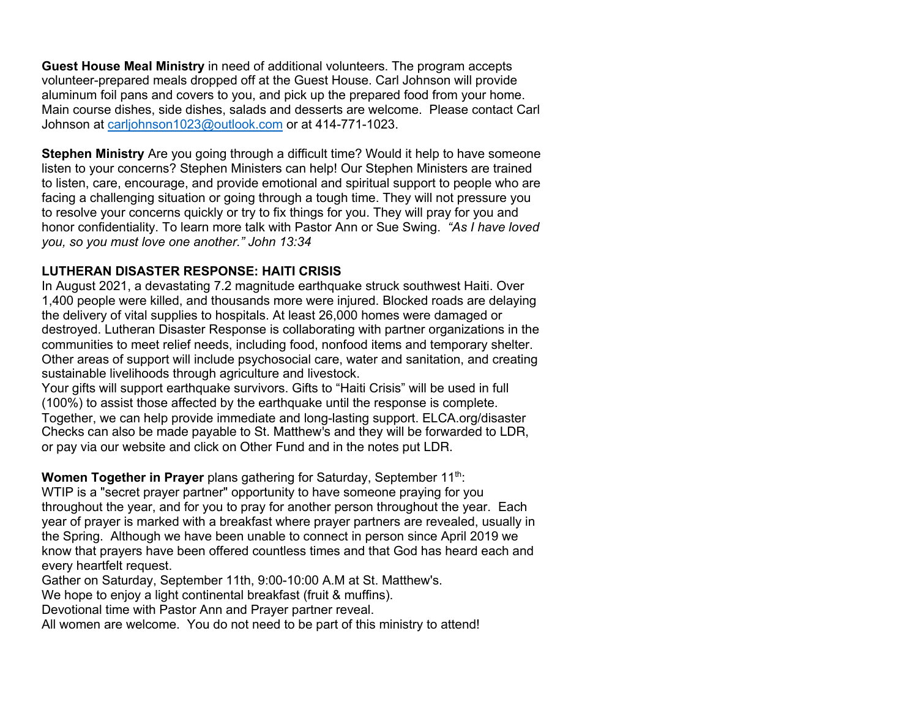**Guest House Meal Ministry** in need of additional volunteers. The program accepts volunteer-prepared meals dropped off at the Guest House. Carl Johnson will provide aluminum foil pans and covers to you, and pick up the prepared food from your home. Main course dishes, side dishes, salads and desserts are welcome. Please contact Carl Johnson at carljohnson1023@outlook.com or at 414-771-1023.

**Stephen Ministry** Are you going through a difficult time? Would it help to have someone listen to your concerns? Stephen Ministers can help! Our Stephen Ministers are trained to listen, care, encourage, and provide emotional and spiritual support to people who are facing a challenging situation or going through a tough time. They will not pressure you to resolve your concerns quickly or try to fix things for you. They will pray for you and honor confidentiality. To learn more talk with Pastor Ann or Sue Swing. *"As I have loved you, so you must love one another." John 13:34*

**LUTHERAN DISASTER RESPONSE: HAITI CRISIS**

In August 2021, a devastating 7.2 magnitude earthquake struck southwest Haiti. Over 1,400 people were killed, and thousands more were injured. Blocked roads are delaying the delivery of vital supplies to hospitals. At least 26,000 homes were damaged or destroyed. Lutheran Disaster Response is collaborating with partner organizations in the communities to meet relief needs, including food, nonfood items and temporary shelter. Other areas of support will include psychosocial care, water and sanitation, and creating sustainable livelihoods through agriculture and livestock.

Your gifts will support earthquake survivors. Gifts to "Haiti Crisis" will be used in full (100%) to assist those affected by the earthquake until the response is complete. Together, we can help provide immediate and long-lasting support. ELCA.org/disaster Checks can also be made payable to St. Matthew's and they will be forwarded to LDR, or pay via our website and click on Other Fund and in the notes put LDR.

**Women Together in Prayer** plans gathering for Saturday, September 11th:

WTIP is a "secret prayer partner" opportunity to have someone praying for you throughout the year, and for you to pray for another person throughout the year. Each year of prayer is marked with a breakfast where prayer partners are revealed, usually in the Spring. Although we have been unable to connect in person since April 2019 we know that prayers have been offered countless times and that God has heard each and every heartfelt request.

Gather on Saturday, September 11th, 9:00-10:00 A.M at St. Matthew's.

We hope to enjoy a light continental breakfast (fruit & muffins).

Devotional time with Pastor Ann and Prayer partner reveal.

All women are welcome. You do not need to be part of this ministry to attend!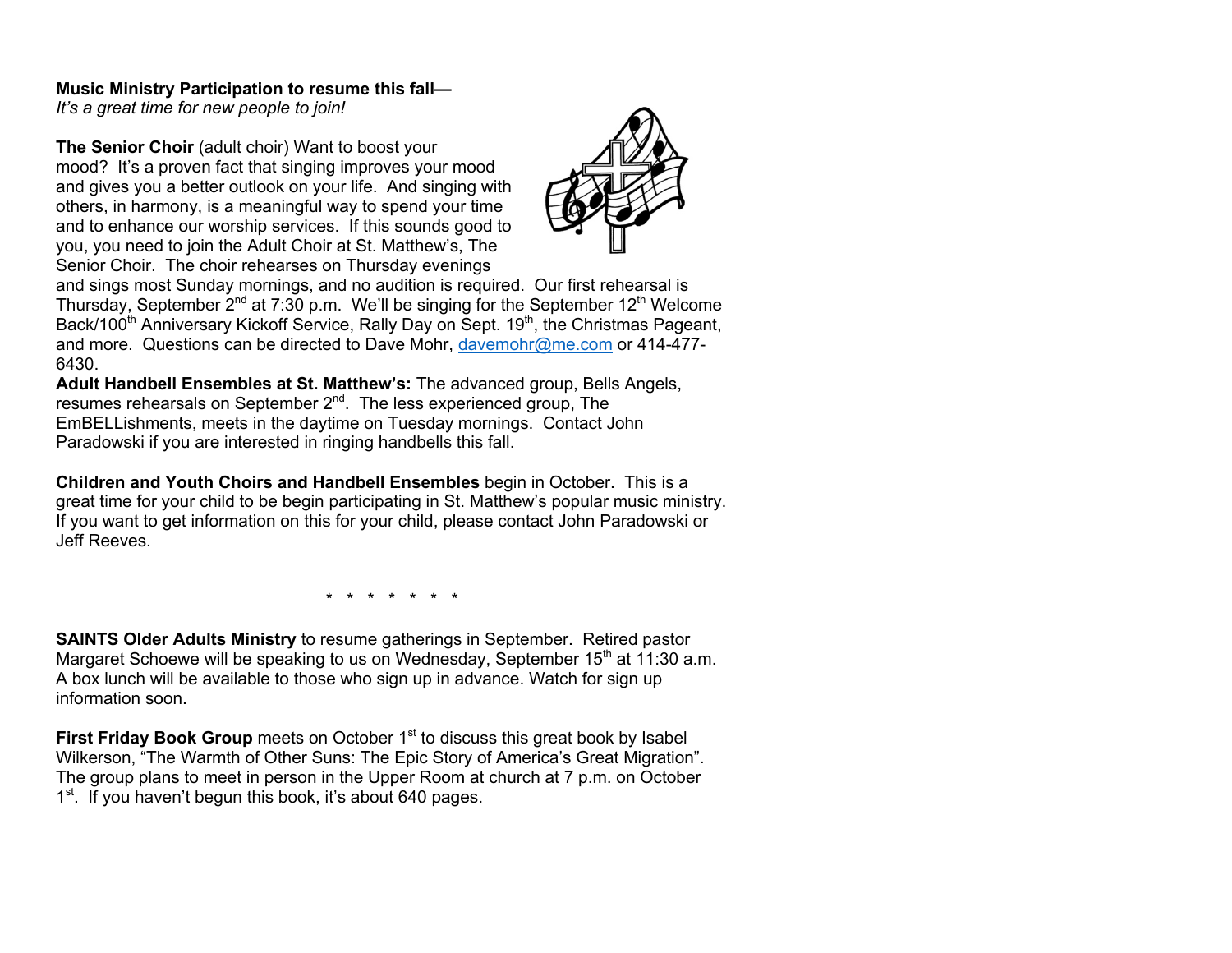**Music Ministry Participation to resume this fall—**
*It's a great time for new people to join!*

**The Senior Choir** (adult choir) Want to boost your mood? It's a proven fact that singing improves your mood and gives you a better outlook on your life. And singing with others, in harmony, is a meaningful way to spend your time and to enhance our worship services. If this sounds good to you, you need to join the Adult Choir at St. Matthew's, The Senior Choir. The choir rehearses on Thursday evenings and sings most Sunday mornings, and no audition is required. Our first rehearsal is Thursday, September 2nd at 7:30 p.m. We'll be singing for the September 12th Welcome Back/100th Anniversary Kickoff Service, Rally Day on Sept. 19th, the Christmas Pageant, and more. Questions can be directed to Dave Mohr, davemohr@me.com or 414-477-6430.

**Adult Handbell Ensembles at St. Matthew's:** The advanced group, Bells Angels, resumes rehearsals on September 2nd. The less experienced group, The EmBELLishments, meets in the daytime on Tuesday mornings. Contact John Paradowski if you are interested in ringing handbells this fall.

**Children and Youth Choirs and Handbell Ensembles** begin in October. This is a great time for your child to be begin participating in St. Matthew's popular music ministry. If you want to get information on this for your child, please contact John Paradowski or Jeff Reeves.

\* \* \* \* \* \* \*

**SAINTS Older Adults Ministry** to resume gatherings in September. Retired pastor Margaret Schoewe will be speaking to us on Wednesday, September 15th at 11:30 a.m. A box lunch will be available to those who sign up in advance. Watch for sign up information soon.

**First Friday Book Group** meets on October 1st to discuss this great book by Isabel Wilkerson, "The Warmth of Other Suns: The Epic Story of America's Great Migration". The group plans to meet in person in the Upper Room at church at 7 p.m. on October 1st. If you haven't begun this book, it's about 640 pages.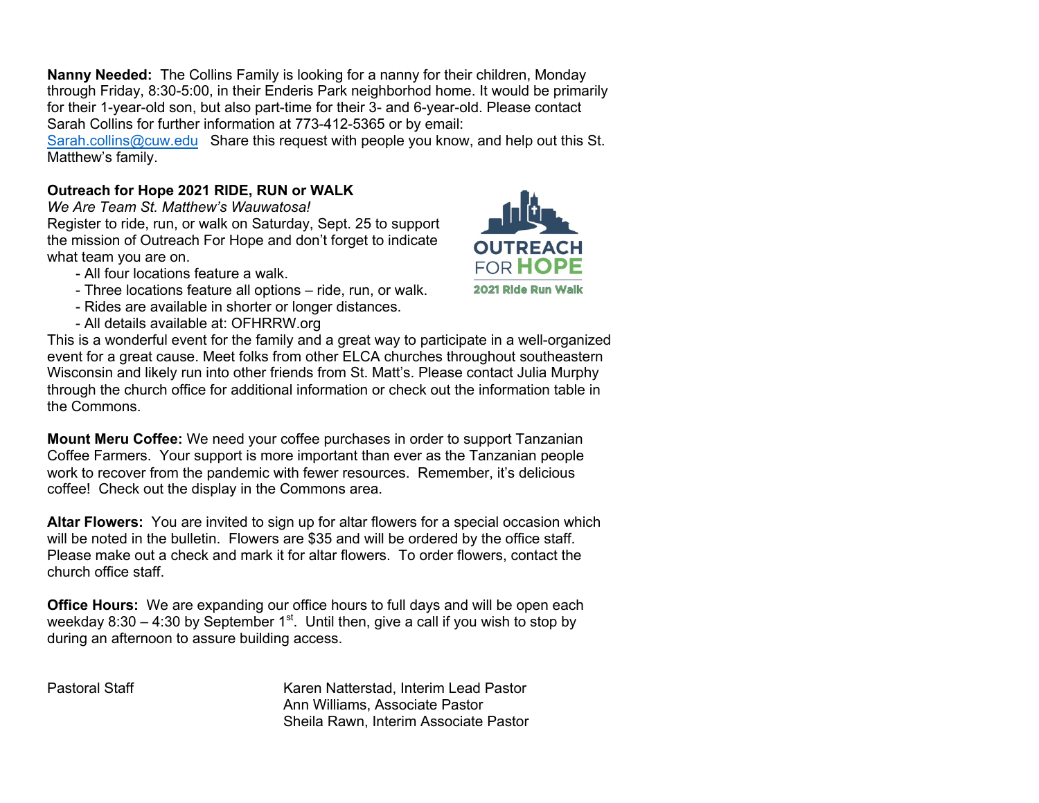**Nanny Needed:** The Collins Family is looking for a nanny for their children, Monday through Friday, 8:30-5:00, in their Enderis Park neighborhod home. It would be primarily for their 1-year-old son, but also part-time for their 3- and 6-year-old. Please contact Sarah Collins for further information at 773-412-5365 or by email: Sarah.collins@cuw.edu Share this request with people you know, and help out this St. Matthew's family.

**Outreach for Hope 2021 RIDE, RUN or WALK**

*We Are Team St. Matthew's Wauwatosa!*

Register to ride, run, or walk on Saturday, Sept. 25 to support the mission of Outreach For Hope and don't forget to indicate what team you are on.

- All four locations feature a walk.
- Three locations feature all options – ride, run, or walk.
- Rides are available in shorter or longer distances.
- All details available at: OFHRRW.org

OUTREACH FOR HOPE
2021 Ride Run Walk

This is a wonderful event for the family and a great way to participate in a well-organized event for a great cause. Meet folks from other ELCA churches throughout southeastern Wisconsin and likely run into other friends from St. Matt's. Please contact Julia Murphy through the church office for additional information or check out the information table in the Commons.

**Mount Meru Coffee:** We need your coffee purchases in order to support Tanzanian Coffee Farmers. Your support is more important than ever as the Tanzanian people work to recover from the pandemic with fewer resources. Remember, it's delicious coffee! Check out the display in the Commons area.

**Altar Flowers:** You are invited to sign up for altar flowers for a special occasion which will be noted in the bulletin. Flowers are $35 and will be ordered by the office staff. Please make out a check and mark it for altar flowers. To order flowers, contact the church office staff.

**Office Hours:** We are expanding our office hours to full days and will be open each weekday 8:30 – 4:30 by September 1st. Until then, give a call if you wish to stop by during an afternoon to assure building access.

Pastoral Staff

Karen Natterstad, Interim Lead Pastor
Ann Williams, Associate Pastor
Sheila Rawn, Interim Associate Pastor